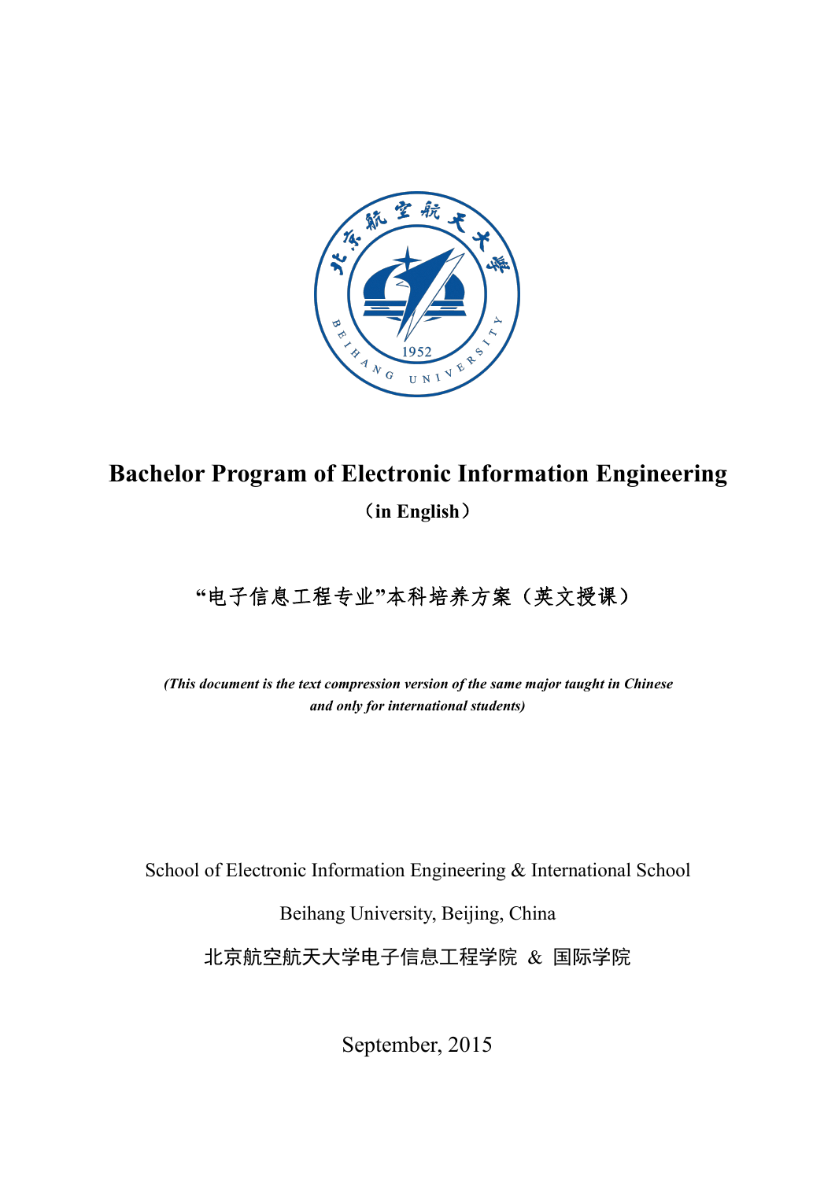# Bachelor Program of Electronic Information Engineering

**（in English）**

“电子信息工程专业”本科培养方案（英文授课）

***(This document is the text compression version of the same major taught in Chinese and only for international students)***

School of Electronic Information Engineering & International School

Beihang University, Beijing, China

北京航空航天大学电子信息工程学院 ＆ 国际学院

September, 2015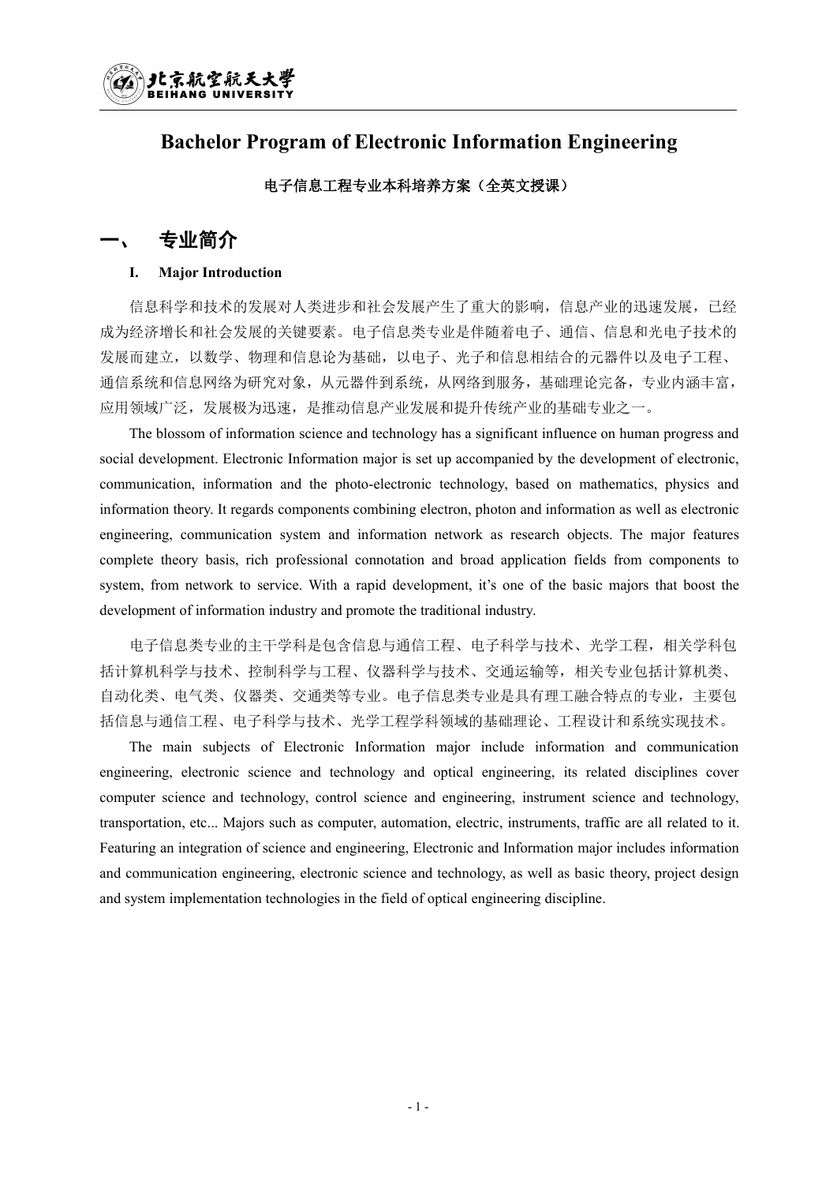# Bachelor Program of Electronic Information Engineering

**电子信息工程专业本科培养方案（全英文授课）**

## 一、 专业简介

### I. Major Introduction

信息科学和技术的发展对人类进步和社会发展产生了重大的影响，信息产业的迅速发展，已经成为经济增长和社会发展的关键要素。电子信息类专业是伴随着电子、通信、信息和光电子技术的发展而建立，以数学、物理和信息论为基础，以电子、光子和信息相结合的元器件以及电子工程、通信系统和信息网络为研究对象，从元器件到系统，从网络到服务，基础理论完备，专业内涵丰富，应用领域广泛，发展极为迅速，是推动信息产业发展和提升传统产业的基础专业之一。

The blossom of information science and technology has a significant influence on human progress and social development. Electronic Information major is set up accompanied by the development of electronic, communication, information and the photo-electronic technology, based on mathematics, physics and information theory. It regards components combining electron, photon and information as well as electronic engineering, communication system and information network as research objects. The major features complete theory basis, rich professional connotation and broad application fields from components to system, from network to service. With a rapid development, it's one of the basic majors that boost the development of information industry and promote the traditional industry.

电子信息类专业的主干学科是包含信息与通信工程、电子科学与技术、光学工程，相关学科包括计算机科学与技术、控制科学与工程、仪器科学与技术、交通运输等，相关专业包括计算机类、自动化类、电气类、仪器类、交通类等专业。电子信息类专业是具有理工融合特点的专业，主要包括信息与通信工程、电子科学与技术、光学工程学科领域的基础理论、工程设计和系统实现技术。

The main subjects of Electronic Information major include information and communication engineering, electronic science and technology and optical engineering, its related disciplines cover computer science and technology, control science and engineering, instrument science and technology, transportation, etc... Majors such as computer, automation, electric, instruments, traffic are all related to it. Featuring an integration of science and engineering, Electronic and Information major includes information and communication engineering, electronic science and technology, as well as basic theory, project design and system implementation technologies in the field of optical engineering discipline.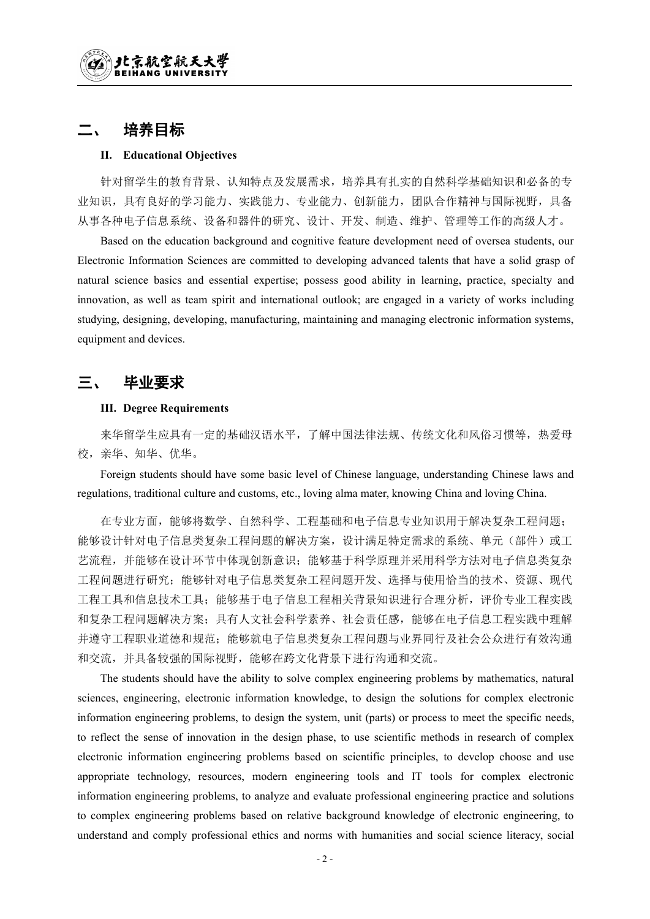## 二、 培养目标

**II. Educational Objectives**

针对留学生的教育背景、认知特点及发展需求，培养具有扎实的自然科学基础知识和必备的专业知识，具有良好的学习能力、实践能力、专业能力、创新能力，团队合作精神与国际视野，具备从事各种电子信息系统、设备和器件的研究、设计、开发、制造、维护、管理等工作的高级人才。

Based on the education background and cognitive feature development need of oversea students, our Electronic Information Sciences are committed to developing advanced talents that have a solid grasp of natural science basics and essential expertise; possess good ability in learning, practice, specialty and innovation, as well as team spirit and international outlook; are engaged in a variety of works including studying, designing, developing, manufacturing, maintaining and managing electronic information systems, equipment and devices.

## 三、 毕业要求

**III. Degree Requirements**

来华留学生应具有一定的基础汉语水平，了解中国法律法规、传统文化和风俗习惯等，热爱母校，亲华、知华、优华。

Foreign students should have some basic level of Chinese language, understanding Chinese laws and regulations, traditional culture and customs, etc., loving alma mater, knowing China and loving China.

在专业方面，能够将数学、自然科学、工程基础和电子信息专业知识用于解决复杂工程问题；能够设计针对电子信息类复杂工程问题的解决方案，设计满足特定需求的系统、单元（部件）或工艺流程，并能够在设计环节中体现创新意识；能够基于科学原理并采用科学方法对电子信息类复杂工程问题进行研究；能够针对电子信息类复杂工程问题开发、选择与使用恰当的技术、资源、现代工程工具和信息技术工具；能够基于电子信息工程相关背景知识进行合理分析，评价专业工程实践和复杂工程问题解决方案；具有人文社会科学素养、社会责任感，能够在电子信息工程实践中理解并遵守工程职业道德和规范；能够就电子信息类复杂工程问题与业界同行及社会公众进行有效沟通和交流，并具备较强的国际视野，能够在跨文化背景下进行沟通和交流。

The students should have the ability to solve complex engineering problems by mathematics, natural sciences, engineering, electronic information knowledge, to design the solutions for complex electronic information engineering problems, to design the system, unit (parts) or process to meet the specific needs, to reflect the sense of innovation in the design phase, to use scientific methods in research of complex electronic information engineering problems based on scientific principles, to develop choose and use appropriate technology, resources, modern engineering tools and IT tools for complex electronic information engineering problems, to analyze and evaluate professional engineering practice and solutions to complex engineering problems based on relative background knowledge of electronic engineering, to understand and comply professional ethics and norms with humanities and social science literacy, social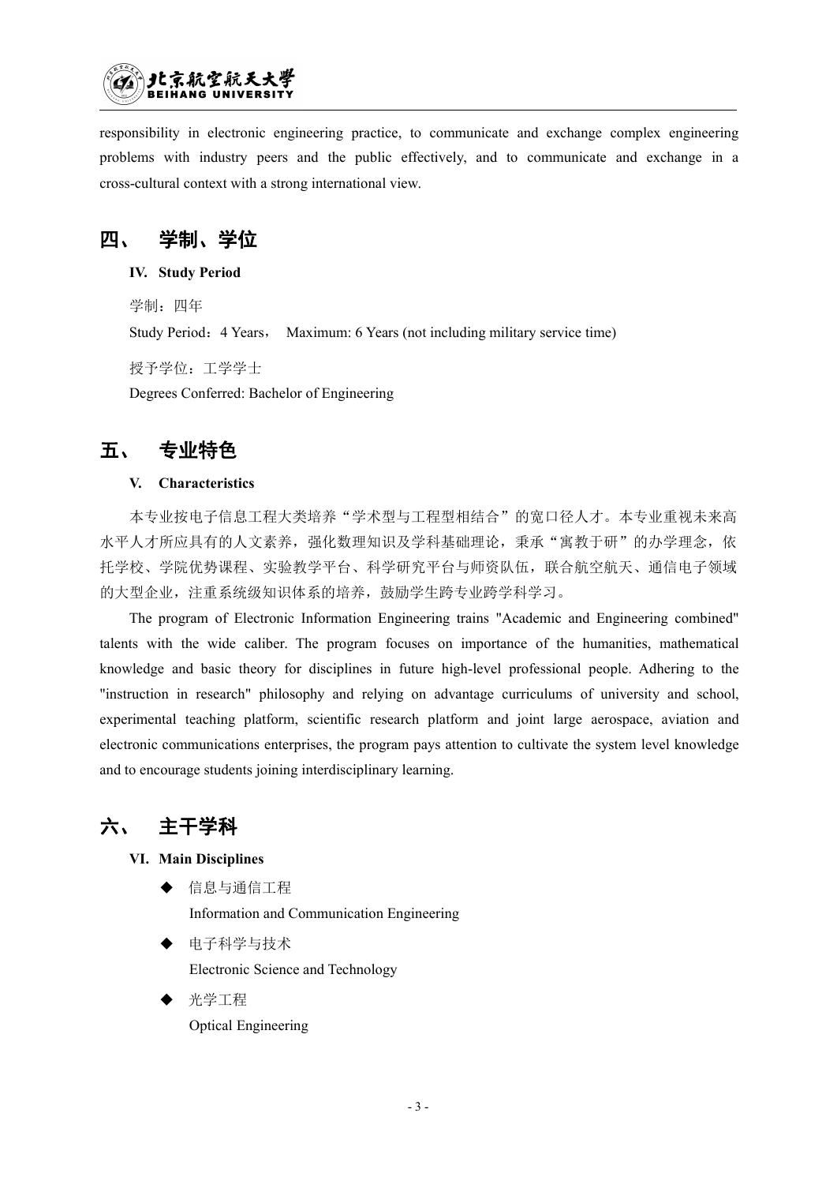responsibility in electronic engineering practice, to communicate and exchange complex engineering problems with industry peers and the public effectively, and to communicate and exchange in a cross-cultural context with a strong international view.

## 四、 学制、学位

**IV. Study Period**

学制：四年

Study Period：4 Years， Maximum: 6 Years (not including military service time)

授予学位：工学学士

Degrees Conferred: Bachelor of Engineering

## 五、 专业特色

**V. Characteristics**

本专业按电子信息工程大类培养“学术型与工程型相结合”的宽口径人才。本专业重视未来高水平人才所应具有的人文素养，强化数理知识及学科基础理论，秉承“寓教于研”的办学理念，依托学校、学院优势课程、实验教学平台、科学研究平台与师资队伍，联合航空航天、通信电子领域的大型企业，注重系统级知识体系的培养，鼓励学生跨专业跨学科学习。

The program of Electronic Information Engineering trains "Academic and Engineering combined" talents with the wide caliber. The program focuses on importance of the humanities, mathematical knowledge and basic theory for disciplines in future high-level professional people. Adhering to the "instruction in research" philosophy and relying on advantage curriculums of university and school, experimental teaching platform, scientific research platform and joint large aerospace, aviation and electronic communications enterprises, the program pays attention to cultivate the system level knowledge and to encourage students joining interdisciplinary learning.

## 六、 主干学科

**VI. Main Disciplines**

- 信息与通信工程
  Information and Communication Engineering
- 电子科学与技术
  Electronic Science and Technology
- 光学工程
  Optical Engineering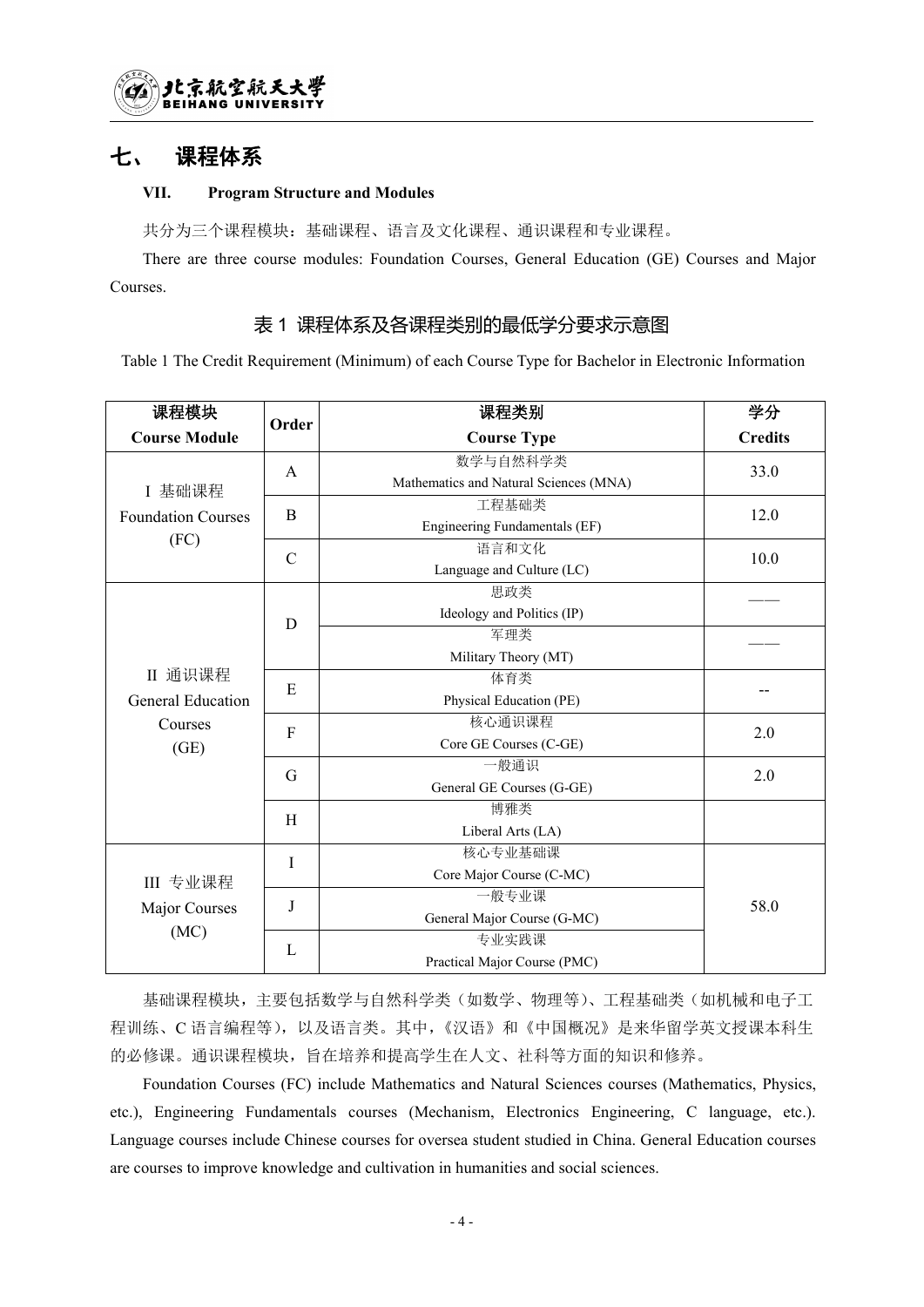## 七、 课程体系

**VII. Program Structure and Modules**

共分为三个课程模块：基础课程、语言及文化课程、通识课程和专业课程。

There are three course modules: Foundation Courses, General Education (GE) Courses and Major Courses.

### 表 1 课程体系及各课程类别的最低学分要求示意图

Table 1 The Credit Requirement (Minimum) of each Course Type for Bachelor in Electronic Information

| 课程模块<br>**Course Module** | **Order** | 课程类别<br>**Course Type** | 学分<br>**Credits** |
|---|---|---|---|
| I 基础课程<br>Foundation Courses<br>(FC) | A | 数学与自然科学类<br>Mathematics and Natural Sciences (MNA) | 33.0 |
| | B | 工程基础类<br>Engineering Fundamentals (EF) | 12.0 |
| | C | 语言和文化<br>Language and Culture (LC) | 10.0 |
| II 通识课程<br>General Education Courses<br>(GE) | D | 思政类<br>Ideology and Politics (IP) | —— |
| | | 军理类<br>Military Theory (MT) | —— |
| | E | 体育类<br>Physical Education (PE) | -- |
| | F | 核心通识课程<br>Core GE Courses (C-GE) | 2.0 |
| | G | 一般通识<br>General GE Courses (G-GE) | 2.0 |
| | H | 博雅类<br>Liberal Arts (LA) | |
| III 专业课程<br>Major Courses<br>(MC) | I | 核心专业基础课<br>Core Major Course (C-MC) | 58.0 |
| | J | 一般专业课<br>General Major Course (G-MC) | |
| | L | 专业实践课<br>Practical Major Course (PMC) | |

基础课程模块，主要包括数学与自然科学类（如数学、物理等）、工程基础类（如机械和电子工程训练、C 语言编程等），以及语言类。其中，《汉语》和《中国概况》是来华留学英文授课本科生的必修课。通识课程模块，旨在培养和提高学生在人文、社科等方面的知识和修养。

Foundation Courses (FC) include Mathematics and Natural Sciences courses (Mathematics, Physics, etc.), Engineering Fundamentals courses (Mechanism, Electronics Engineering, C language, etc.). Language courses include Chinese courses for oversea student studied in China. General Education courses are courses to improve knowledge and cultivation in humanities and social sciences.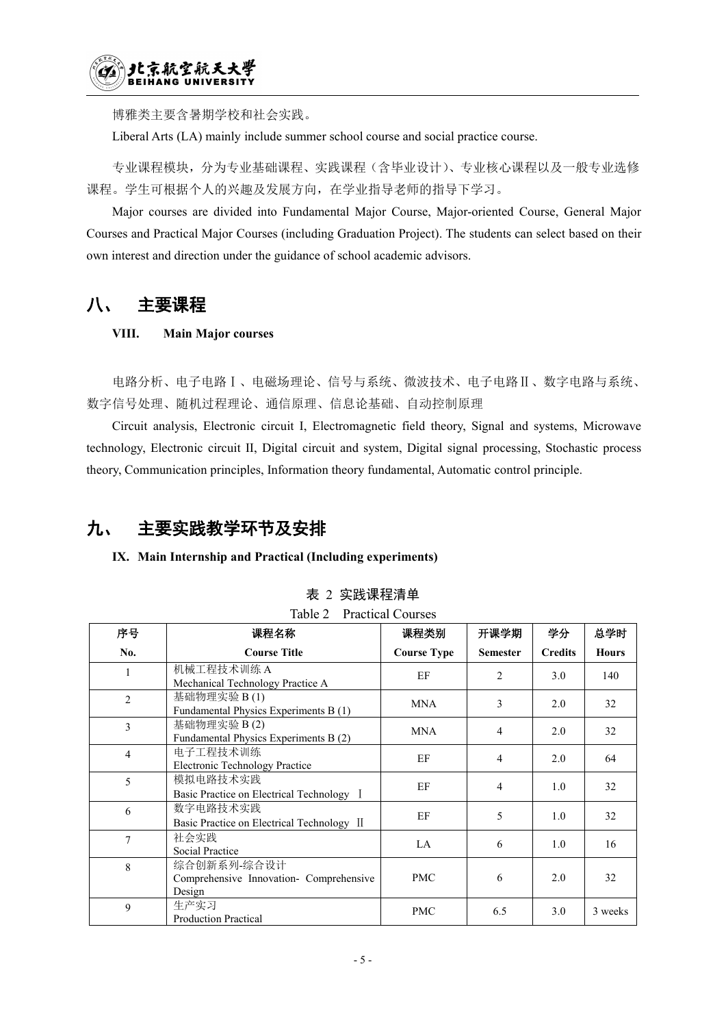博雅类主要含暑期学校和社会实践。

Liberal Arts (LA) mainly include summer school course and social practice course.

专业课程模块，分为专业基础课程、实践课程（含毕业设计）、专业核心课程以及一般专业选修课程。学生可根据个人的兴趣及发展方向，在学业指导老师的指导下学习。

Major courses are divided into Fundamental Major Course, Major-oriented Course, General Major Courses and Practical Major Courses (including Graduation Project). The students can select based on their own interest and direction under the guidance of school academic advisors.

## 八、 主要课程

**VIII. Main Major courses**

电路分析、电子电路Ⅰ、电磁场理论、信号与系统、微波技术、电子电路Ⅱ、数字电路与系统、数字信号处理、随机过程理论、通信原理、信息论基础、自动控制原理

Circuit analysis, Electronic circuit I, Electromagnetic field theory, Signal and systems, Microwave technology, Electronic circuit II, Digital circuit and system, Digital signal processing, Stochastic process theory, Communication principles, Information theory fundamental, Automatic control principle.

## 九、 主要实践教学环节及安排

**IX. Main Internship and Practical (Including experiments)**

表 2 实践课程清单

Table 2 Practical Courses

| 序号<br>No. | 课程名称<br>Course Title | 课程类别<br>Course Type | 开课学期<br>Semester | 学分<br>Credits | 总学时<br>Hours |
|---|---|---|---|---|---|
| 1 | 机械工程技术训练 A<br>Mechanical Technology Practice A | EF | 2 | 3.0 | 140 |
| 2 | 基础物理实验 B (1)<br>Fundamental Physics Experiments B (1) | MNA | 3 | 2.0 | 32 |
| 3 | 基础物理实验 B (2)<br>Fundamental Physics Experiments B (2) | MNA | 4 | 2.0 | 32 |
| 4 | 电子工程技术训练<br>Electronic Technology Practice | EF | 4 | 2.0 | 64 |
| 5 | 模拟电路技术实践<br>Basic Practice on Electrical Technology Ⅰ | EF | 4 | 1.0 | 32 |
| 6 | 数字电路技术实践<br>Basic Practice on Electrical Technology Ⅱ | EF | 5 | 1.0 | 32 |
| 7 | 社会实践<br>Social Practice | LA | 6 | 1.0 | 16 |
| 8 | 综合创新系列-综合设计<br>Comprehensive Innovation- Comprehensive Design | PMC | 6 | 2.0 | 32 |
| 9 | 生产实习<br>Production Practical | PMC | 6.5 | 3.0 | 3 weeks |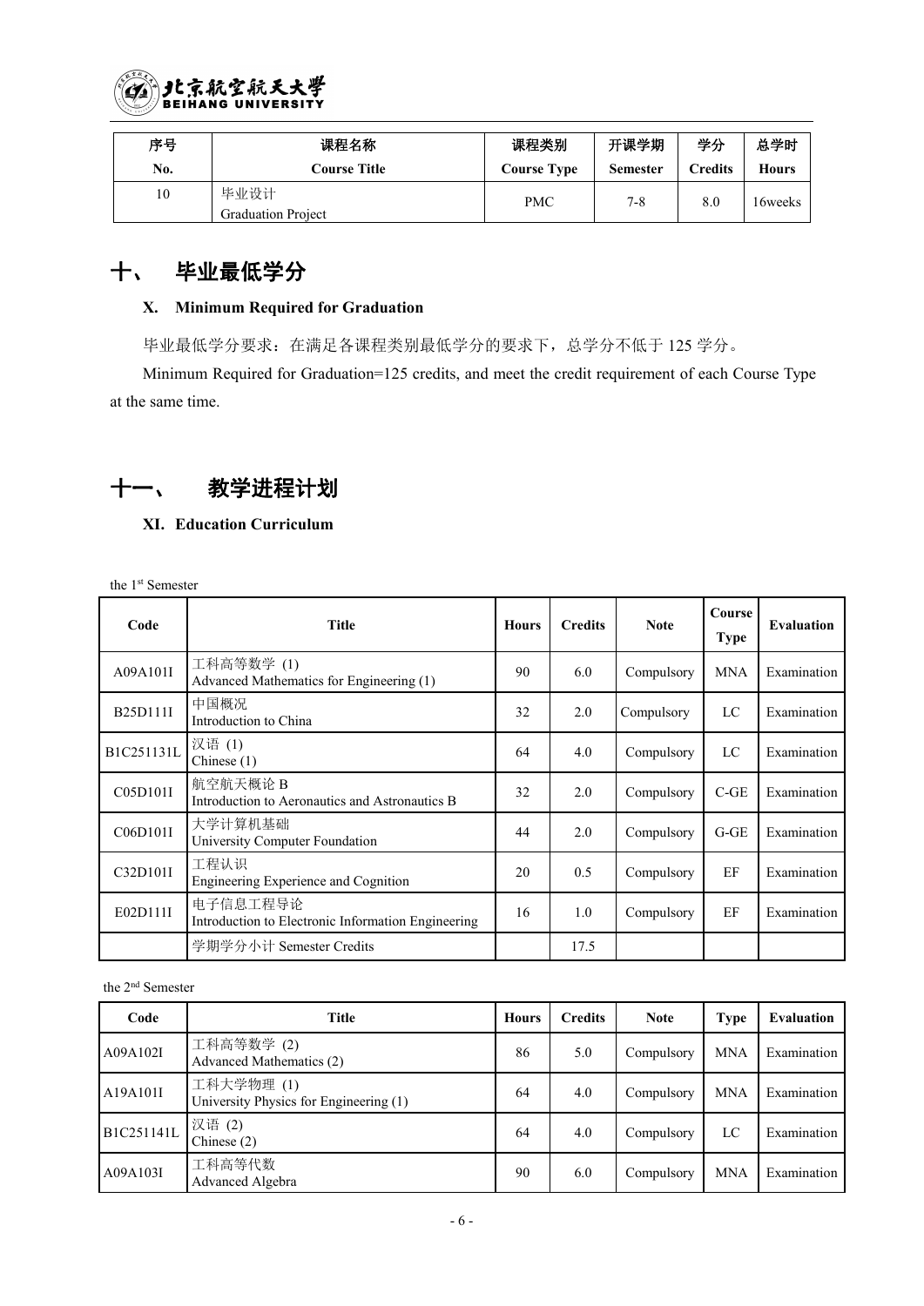| 序号<br>No. | 课程名称<br>Course Title | 课程类别<br>Course Type | 开课学期<br>Semester | 学分<br>Credits | 总学时<br>Hours |
|---|---|---|---|---|---|
| 10 | 毕业设计<br>Graduation Project | PMC | 7-8 | 8.0 | 16weeks |

## 十、 毕业最低学分

### X. Minimum Required for Graduation

毕业最低学分要求：在满足各课程类别最低学分的要求下，总学分不低于 125 学分。

Minimum Required for Graduation=125 credits, and meet the credit requirement of each Course Type at the same time.

## 十一、 教学进程计划

### XI. Education Curriculum

the 1st Semester

| Code | Title | Hours | Credits | Note | Course Type | Evaluation |
|---|---|---|---|---|---|---|
| A09A101I | 工科高等数学 (1)<br>Advanced Mathematics for Engineering (1) | 90 | 6.0 | Compulsory | MNA | Examination |
| B25D111I | 中国概况<br>Introduction to China | 32 | 2.0 | Compulsory | LC | Examination |
| B1C251131L | 汉语 (1)<br>Chinese (1) | 64 | 4.0 | Compulsory | LC | Examination |
| C05D101I | 航空航天概论 B<br>Introduction to Aeronautics and Astronautics B | 32 | 2.0 | Compulsory | C-GE | Examination |
| C06D101I | 大学计算机基础<br>University Computer Foundation | 44 | 2.0 | Compulsory | G-GE | Examination |
| C32D101I | 工程认识<br>Engineering Experience and Cognition | 20 | 0.5 | Compulsory | EF | Examination |
| E02D111I | 电子信息工程导论<br>Introduction to Electronic Information Engineering | 16 | 1.0 | Compulsory | EF | Examination |
| | 学期学分小计 Semester Credits | | 17.5 | | | |

the 2nd Semester

| Code | Title | Hours | Credits | Note | Type | Evaluation |
|---|---|---|---|---|---|---|
| A09A102I | 工科高等数学 (2)<br>Advanced Mathematics (2) | 86 | 5.0 | Compulsory | MNA | Examination |
| A19A101I | 工科大学物理 (1)<br>University Physics for Engineering (1) | 64 | 4.0 | Compulsory | MNA | Examination |
| B1C251141L | 汉语 (2)<br>Chinese (2) | 64 | 4.0 | Compulsory | LC | Examination |
| A09A103I | 工科高等代数<br>Advanced Algebra | 90 | 6.0 | Compulsory | MNA | Examination |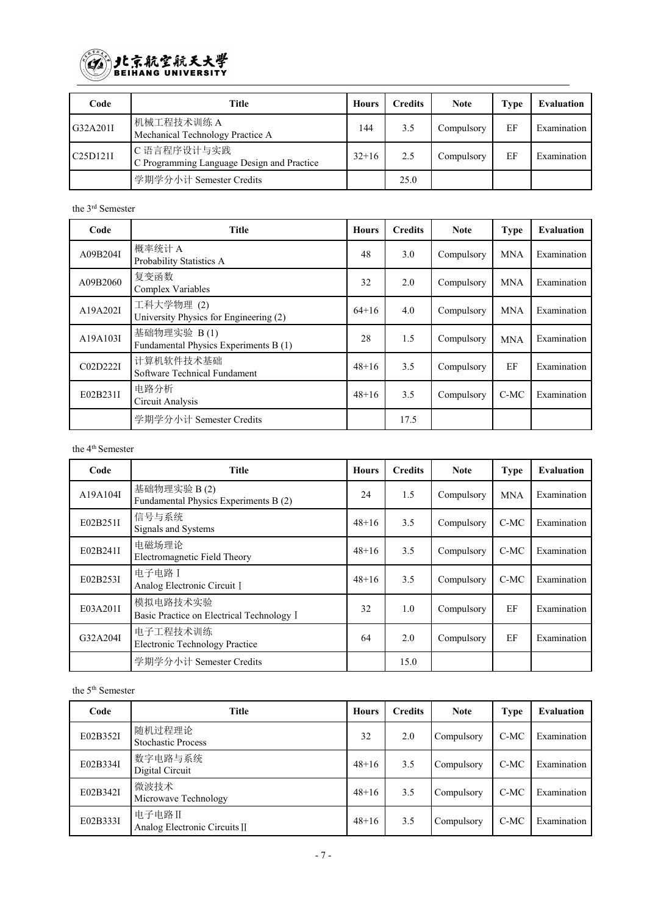| Code | Title | Hours | Credits | Note | Type | Evaluation |
|---|---|---|---|---|---|---|
| G32A201I | 机械工程技术训练 A<br>Mechanical Technology Practice A | 144 | 3.5 | Compulsory | EF | Examination |
| C25D121I | C 语言程序设计与实践<br>C Programming Language Design and Practice | 32+16 | 2.5 | Compulsory | EF | Examination |
| | 学期学分小计 Semester Credits | | 25.0 | | | |

the 3rd Semester

| Code | Title | Hours | Credits | Note | Type | Evaluation |
|---|---|---|---|---|---|---|
| A09B204I | 概率统计 A<br>Probability Statistics A | 48 | 3.0 | Compulsory | MNA | Examination |
| A09B2060 | 复变函数<br>Complex Variables | 32 | 2.0 | Compulsory | MNA | Examination |
| A19A202I | 工科大学物理 (2)<br>University Physics for Engineering (2) | 64+16 | 4.0 | Compulsory | MNA | Examination |
| A19A103I | 基础物理实验 B (1)<br>Fundamental Physics Experiments B (1) | 28 | 1.5 | Compulsory | MNA | Examination |
| C02D222I | 计算机软件技术基础<br>Software Technical Fundament | 48+16 | 3.5 | Compulsory | EF | Examination |
| E02B231I | 电路分析<br>Circuit Analysis | 48+16 | 3.5 | Compulsory | C-MC | Examination |
| | 学期学分小计 Semester Credits | | 17.5 | | | |

the 4th Semester

| Code | Title | Hours | Credits | Note | Type | Evaluation |
|---|---|---|---|---|---|---|
| A19A104I | 基础物理实验 B (2)<br>Fundamental Physics Experiments B (2) | 24 | 1.5 | Compulsory | MNA | Examination |
| E02B251I | 信号与系统<br>Signals and Systems | 48+16 | 3.5 | Compulsory | C-MC | Examination |
| E02B241I | 电磁场理论<br>Electromagnetic Field Theory | 48+16 | 3.5 | Compulsory | C-MC | Examination |
| E02B253I | 电子电路 I<br>Analog Electronic Circuit Ⅰ | 48+16 | 3.5 | Compulsory | C-MC | Examination |
| E03A201I | 模拟电路技术实验<br>Basic Practice on Electrical Technology Ⅰ | 32 | 1.0 | Compulsory | EF | Examination |
| G32A204I | 电子工程技术训练<br>Electronic Technology Practice | 64 | 2.0 | Compulsory | EF | Examination |
| | 学期学分小计 Semester Credits | | 15.0 | | | |

the 5th Semester

| Code | Title | Hours | Credits | Note | Type | Evaluation |
|---|---|---|---|---|---|---|
| E02B352I | 随机过程理论<br>Stochastic Process | 32 | 2.0 | Compulsory | C-MC | Examination |
| E02B334I | 数字电路与系统<br>Digital Circuit | 48+16 | 3.5 | Compulsory | C-MC | Examination |
| E02B342I | 微波技术<br>Microwave Technology | 48+16 | 3.5 | Compulsory | C-MC | Examination |
| E02B333I | 电子电路 II<br>Analog Electronic Circuits Ⅱ | 48+16 | 3.5 | Compulsory | C-MC | Examination |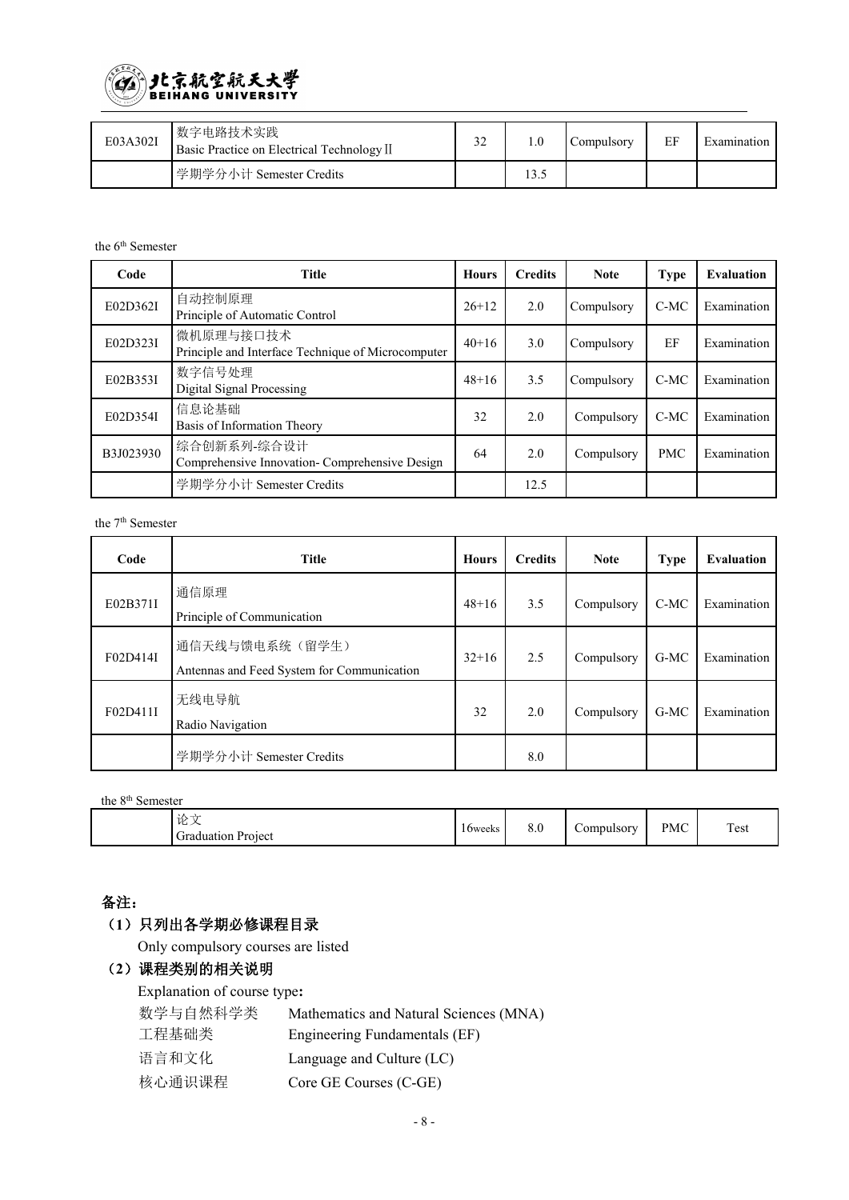| E03A302I | 数字电路技术实践<br>Basic Practice on Electrical Technology Ⅱ | 32 | 1.0 | Compulsory | EF | Examination |
|---|---|---|---|---|---|---|
| | 学期学分小计 Semester Credits | | 13.5 | | | |

the 6th Semester

| Code | Title | Hours | Credits | Note | Type | Evaluation |
|---|---|---|---|---|---|---|
| E02D362I | 自动控制原理<br>Principle of Automatic Control | 26+12 | 2.0 | Compulsory | C-MC | Examination |
| E02D323I | 微机原理与接口技术<br>Principle and Interface Technique of Microcomputer | 40+16 | 3.0 | Compulsory | EF | Examination |
| E02B353I | 数字信号处理<br>Digital Signal Processing | 48+16 | 3.5 | Compulsory | C-MC | Examination |
| E02D354I | 信息论基础<br>Basis of Information Theory | 32 | 2.0 | Compulsory | C-MC | Examination |
| B3J023930 | 综合创新系列-综合设计<br>Comprehensive Innovation- Comprehensive Design | 64 | 2.0 | Compulsory | PMC | Examination |
| | 学期学分小计 Semester Credits | | 12.5 | | | |

the 7th Semester

| Code | Title | Hours | Credits | Note | Type | Evaluation |
|---|---|---|---|---|---|---|
| E02B371I | 通信原理<br>Principle of Communication | 48+16 | 3.5 | Compulsory | C-MC | Examination |
| F02D414I | 通信天线与馈电系统（留学生）<br>Antennas and Feed System for Communication | 32+16 | 2.5 | Compulsory | G-MC | Examination |
| F02D411I | 无线电导航<br>Radio Navigation | 32 | 2.0 | Compulsory | G-MC | Examination |
| | 学期学分小计 Semester Credits | | 8.0 | | | |

the 8th Semester

| | 论文<br>Graduation Project | 16weeks | 8.0 | Compulsory | PMC | Test |
|---|---|---|---|---|---|---|

**备注：**

**（1）只列出各学期必修课程目录**

Only compulsory courses are listed

**（2）课程类别的相关说明**

Explanation of course type**:**

数学与自然科学类　Mathematics and Natural Sciences (MNA)

工程基础类　Engineering Fundamentals (EF)

语言和文化　Language and Culture (LC)

核心通识课程　Core GE Courses (C-GE)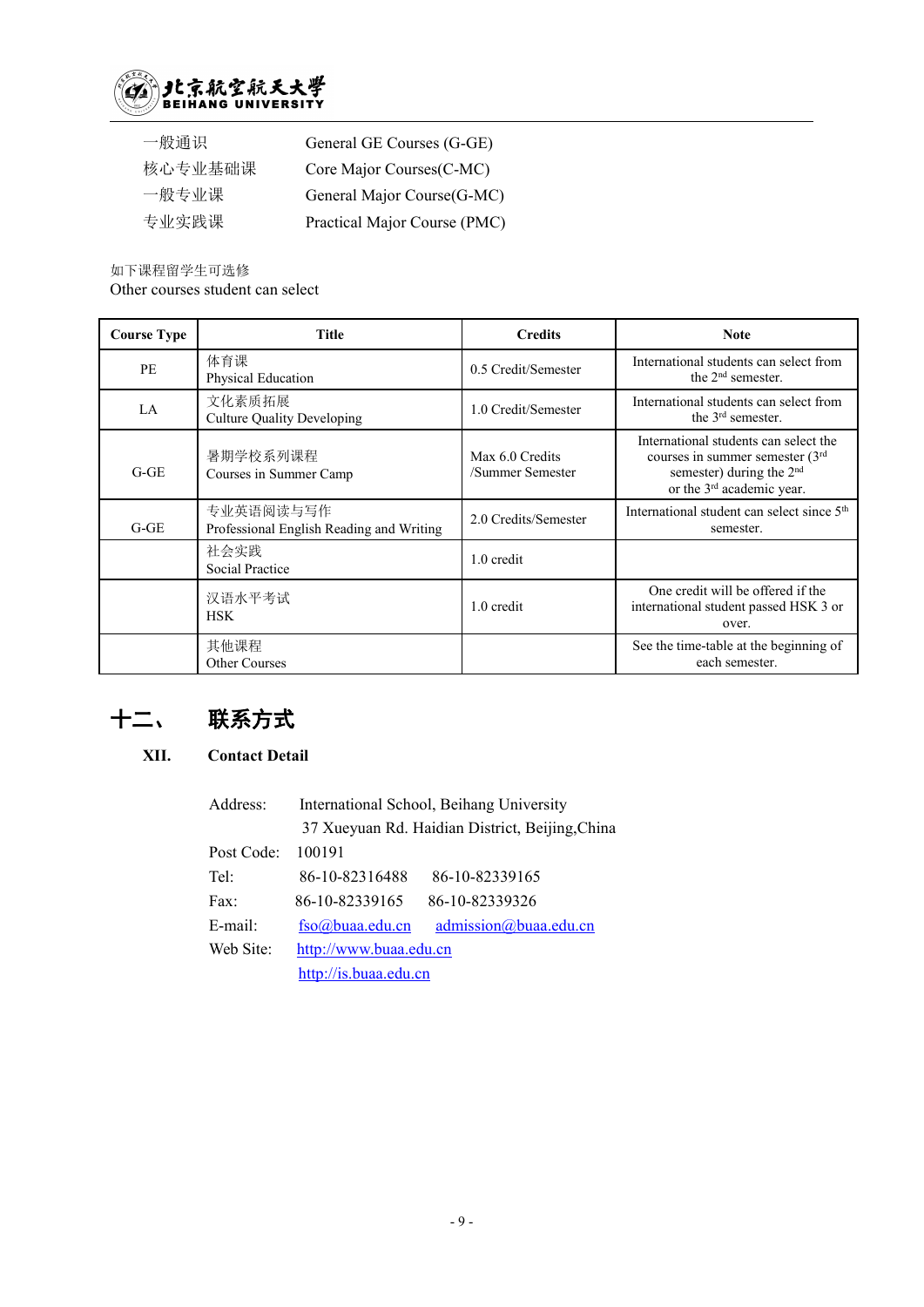| | |
|---|---|
| 一般通识 | General GE Courses (G-GE) |
| 核心专业基础课 | Core Major Courses(C-MC) |
| 一般专业课 | General Major Course(G-MC) |
| 专业实践课 | Practical Major Course (PMC) |

如下课程留学生可选修
Other courses student can select

| Course Type | Title | Credits | Note |
|---|---|---|---|
| PE | 体育课<br>Physical Education | 0.5 Credit/Semester | International students can select from the 2nd semester. |
| LA | 文化素质拓展<br>Culture Quality Developing | 1.0 Credit/Semester | International students can select from the 3rd semester. |
| G-GE | 暑期学校系列课程<br>Courses in Summer Camp | Max 6.0 Credits /Summer Semester | International students can select the courses in summer semester (3rd semester) during the 2nd or the 3rd academic year. |
| G-GE | 专业英语阅读与写作<br>Professional English Reading and Writing | 2.0 Credits/Semester | International student can select since 5th semester. |
| | 社会实践<br>Social Practice | 1.0 credit | |
| | 汉语水平考试<br>HSK | 1.0 credit | One credit will be offered if the international student passed HSK 3 or over. |
| | 其他课程<br>Other Courses | | See the time-table at the beginning of each semester. |

## 十二、 联系方式

### XII. Contact Detail

Address: International School, Beihang University
37 Xueyuan Rd. Haidian District, Beijing,China

Post Code: 100191

Tel: 86-10-82316488 86-10-82339165

Fax: 86-10-82339165 86-10-82339326

E-mail: fso@buaa.edu.cn admission@buaa.edu.cn

Web Site: http://www.buaa.edu.cn
http://is.buaa.edu.cn